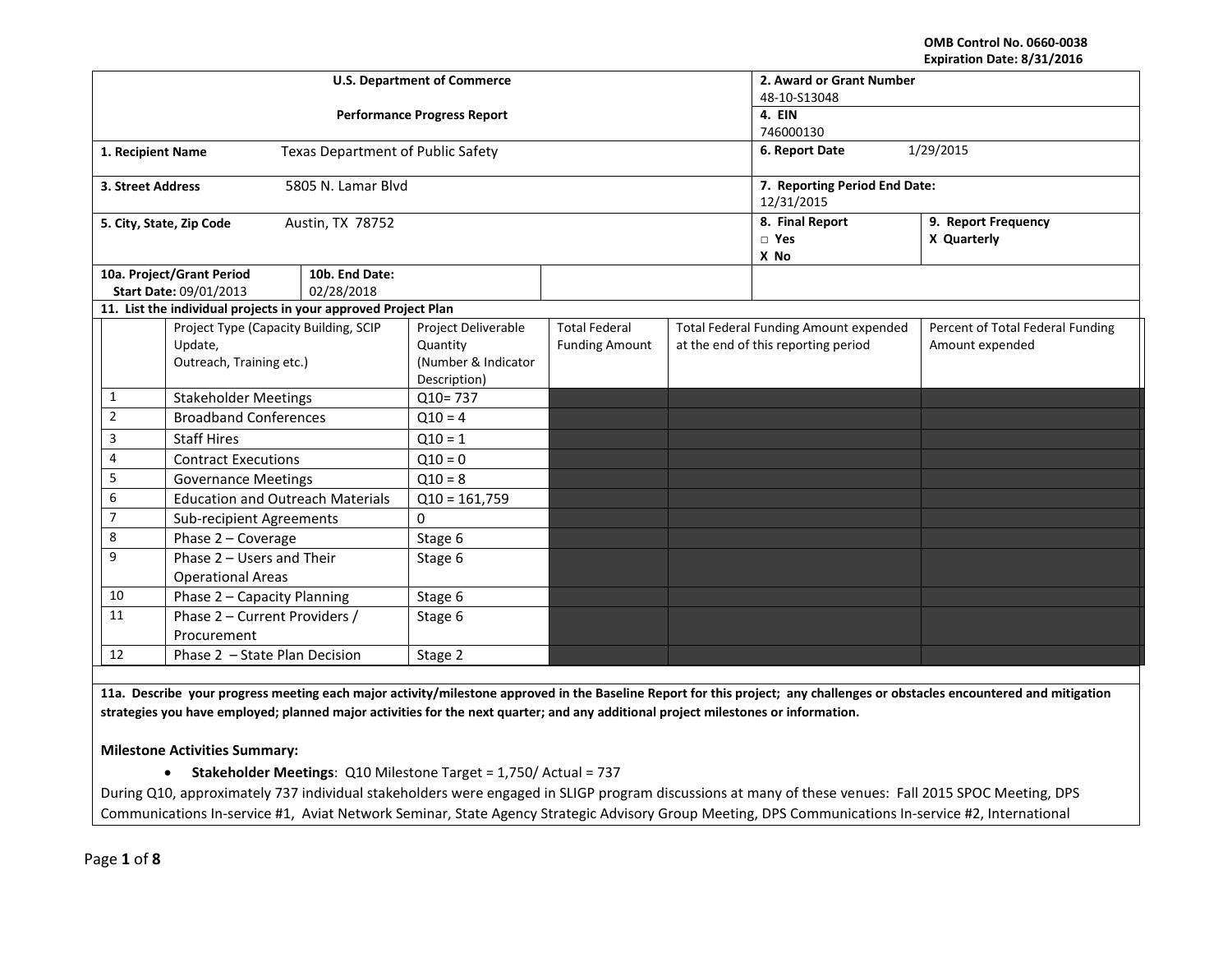OMB Control No. 0660-0038
Expiration Date: 8/31/2016

| U.S. Department of Commerce | | 2. Award or Grant Number | |
|---|---|---|---|
| Performance Progress Report | | 48-10-S13048 | |
| | | 4. EIN: 746000130 | |
| 1. Recipient Name | Texas Department of Public Safety | 6. Report Date | 1/29/2015 |
| 3. Street Address | 5805 N. Lamar Blvd | 7. Reporting Period End Date: 12/31/2015 | |
| 5. City, State, Zip Code | Austin, TX 78752 | 8. Final Report ☐ Yes X No | 9. Report Frequency X Quarterly |
| 10a. Project/Grant Period Start Date: 09/01/2013 | 10b. End Date: 02/28/2018 | | |

**11. List the individual projects in your approved Project Plan**

| | Project Type (Capacity Building, SCIP Update, Outreach, Training etc.) | Project Deliverable Quantity (Number & Indicator Description) | Total Federal Funding Amount | Total Federal Funding Amount expended at the end of this reporting period | Percent of Total Federal Funding Amount expended |
|---|---|---|---|---|---|
| 1 | Stakeholder Meetings | Q10= 737 | | | |
| 2 | Broadband Conferences | Q10 = 4 | | | |
| 3 | Staff Hires | Q10 = 1 | | | |
| 4 | Contract Executions | Q10 = 0 | | | |
| 5 | Governance Meetings | Q10 = 8 | | | |
| 6 | Education and Outreach Materials | Q10 = 161,759 | | | |
| 7 | Sub-recipient Agreements | 0 | | | |
| 8 | Phase 2 – Coverage | Stage 6 | | | |
| 9 | Phase 2 – Users and Their Operational Areas | Stage 6 | | | |
| 10 | Phase 2 – Capacity Planning | Stage 6 | | | |
| 11 | Phase 2 – Current Providers / Procurement | Stage 6 | | | |
| 12 | Phase 2 – State Plan Decision | Stage 2 | | | |

**11a. Describe your progress meeting each major activity/milestone approved in the Baseline Report for this project; any challenges or obstacles encountered and mitigation strategies you have employed; planned major activities for the next quarter; and any additional project milestones or information.**

**Milestone Activities Summary:**

- **Stakeholder Meetings**: Q10 Milestone Target = 1,750/ Actual = 737

During Q10, approximately 737 individual stakeholders were engaged in SLIGP program discussions at many of these venues: Fall 2015 SPOC Meeting, DPS Communications In-service #1, Aviat Network Seminar, State Agency Strategic Advisory Group Meeting, DPS Communications In-service #2, International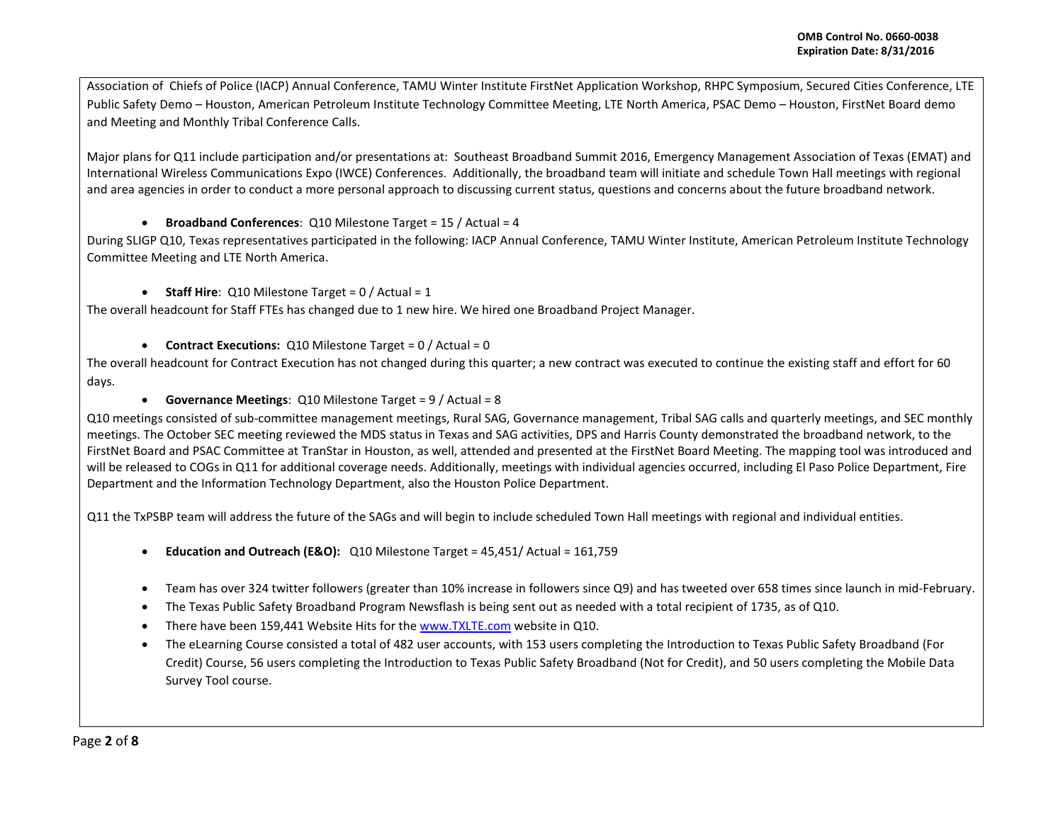Association of Chiefs of Police (IACP) Annual Conference, TAMU Winter Institute FirstNet Application Workshop, RHPC Symposium, Secured Cities Conference, LTE Public Safety Demo – Houston, American Petroleum Institute Technology Committee Meeting, LTE North America, PSAC Demo – Houston, FirstNet Board demo and Meeting and Monthly Tribal Conference Calls.

Major plans for Q11 include participation and/or presentations at: Southeast Broadband Summit 2016, Emergency Management Association of Texas (EMAT) and International Wireless Communications Expo (IWCE) Conferences. Additionally, the broadband team will initiate and schedule Town Hall meetings with regional and area agencies in order to conduct a more personal approach to discussing current status, questions and concerns about the future broadband network.

- **Broadband Conferences**: Q10 Milestone Target = 15 / Actual = 4

During SLIGP Q10, Texas representatives participated in the following: IACP Annual Conference, TAMU Winter Institute, American Petroleum Institute Technology Committee Meeting and LTE North America.

- **Staff Hire**: Q10 Milestone Target = 0 / Actual = 1

The overall headcount for Staff FTEs has changed due to 1 new hire. We hired one Broadband Project Manager.

- **Contract Executions:** Q10 Milestone Target = 0 / Actual = 0

The overall headcount for Contract Execution has not changed during this quarter; a new contract was executed to continue the existing staff and effort for 60 days.

- **Governance Meetings**: Q10 Milestone Target = 9 / Actual = 8

Q10 meetings consisted of sub-committee management meetings, Rural SAG, Governance management, Tribal SAG calls and quarterly meetings, and SEC monthly meetings. The October SEC meeting reviewed the MDS status in Texas and SAG activities, DPS and Harris County demonstrated the broadband network, to the FirstNet Board and PSAC Committee at TranStar in Houston, as well, attended and presented at the FirstNet Board Meeting. The mapping tool was introduced and will be released to COGs in Q11 for additional coverage needs. Additionally, meetings with individual agencies occurred, including El Paso Police Department, Fire Department and the Information Technology Department, also the Houston Police Department.

Q11 the TxPSBP team will address the future of the SAGs and will begin to include scheduled Town Hall meetings with regional and individual entities.

- **Education and Outreach (E&O):** Q10 Milestone Target = 45,451/ Actual = 161,759

- Team has over 324 twitter followers (greater than 10% increase in followers since Q9) and has tweeted over 658 times since launch in mid-February.
- The Texas Public Safety Broadband Program Newsflash is being sent out as needed with a total recipient of 1735, as of Q10.
- There have been 159,441 Website Hits for the www.TXLTE.com website in Q10.
- The eLearning Course consisted a total of 482 user accounts, with 153 users completing the Introduction to Texas Public Safety Broadband (For Credit) Course, 56 users completing the Introduction to Texas Public Safety Broadband (Not for Credit), and 50 users completing the Mobile Data Survey Tool course.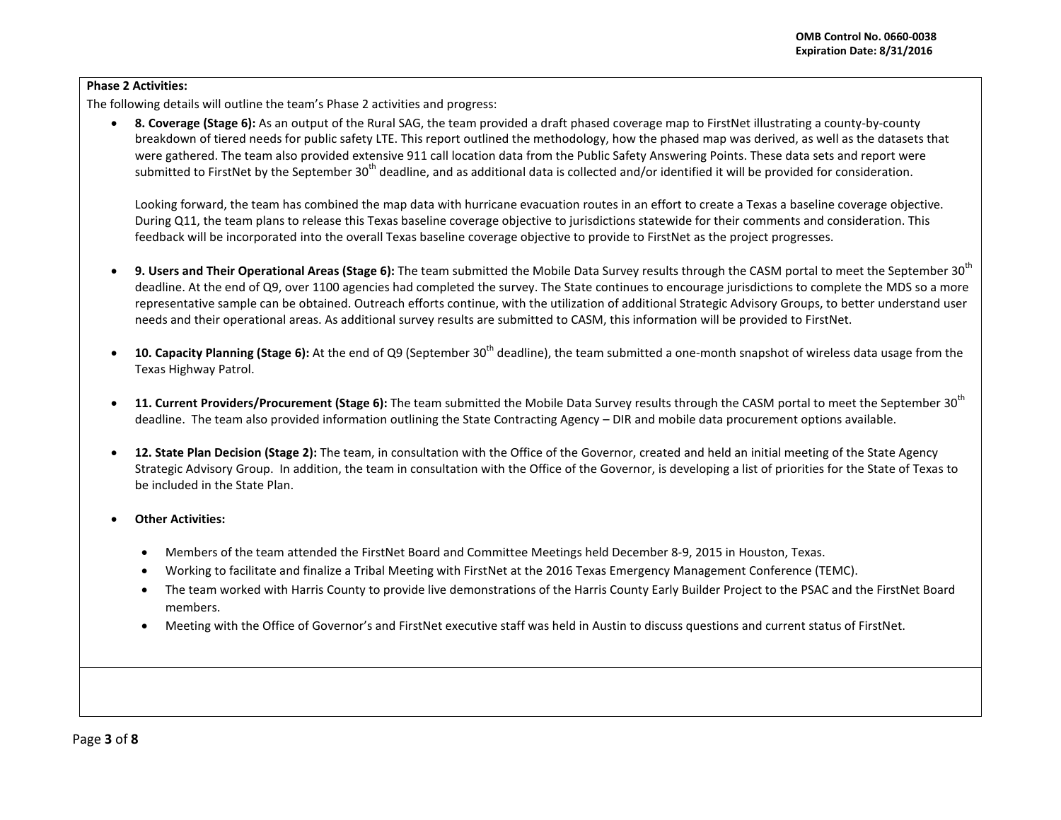**Phase 2 Activities:**

The following details will outline the team's Phase 2 activities and progress:

- **8. Coverage (Stage 6):** As an output of the Rural SAG, the team provided a draft phased coverage map to FirstNet illustrating a county-by-county breakdown of tiered needs for public safety LTE. This report outlined the methodology, how the phased map was derived, as well as the datasets that were gathered. The team also provided extensive 911 call location data from the Public Safety Answering Points. These data sets and report were submitted to FirstNet by the September 30th deadline, and as additional data is collected and/or identified it will be provided for consideration.

  Looking forward, the team has combined the map data with hurricane evacuation routes in an effort to create a Texas a baseline coverage objective. During Q11, the team plans to release this Texas baseline coverage objective to jurisdictions statewide for their comments and consideration. This feedback will be incorporated into the overall Texas baseline coverage objective to provide to FirstNet as the project progresses.

- **9. Users and Their Operational Areas (Stage 6):** The team submitted the Mobile Data Survey results through the CASM portal to meet the September 30th deadline. At the end of Q9, over 1100 agencies had completed the survey. The State continues to encourage jurisdictions to complete the MDS so a more representative sample can be obtained. Outreach efforts continue, with the utilization of additional Strategic Advisory Groups, to better understand user needs and their operational areas. As additional survey results are submitted to CASM, this information will be provided to FirstNet.

- **10. Capacity Planning (Stage 6):** At the end of Q9 (September 30th deadline), the team submitted a one-month snapshot of wireless data usage from the Texas Highway Patrol.

- **11. Current Providers/Procurement (Stage 6):** The team submitted the Mobile Data Survey results through the CASM portal to meet the September 30th deadline. The team also provided information outlining the State Contracting Agency – DIR and mobile data procurement options available.

- **12. State Plan Decision (Stage 2):** The team, in consultation with the Office of the Governor, created and held an initial meeting of the State Agency Strategic Advisory Group. In addition, the team in consultation with the Office of the Governor, is developing a list of priorities for the State of Texas to be included in the State Plan.

- **Other Activities:**

  - Members of the team attended the FirstNet Board and Committee Meetings held December 8-9, 2015 in Houston, Texas.
  - Working to facilitate and finalize a Tribal Meeting with FirstNet at the 2016 Texas Emergency Management Conference (TEMC).
  - The team worked with Harris County to provide live demonstrations of the Harris County Early Builder Project to the PSAC and the FirstNet Board members.
  - Meeting with the Office of Governor's and FirstNet executive staff was held in Austin to discuss questions and current status of FirstNet.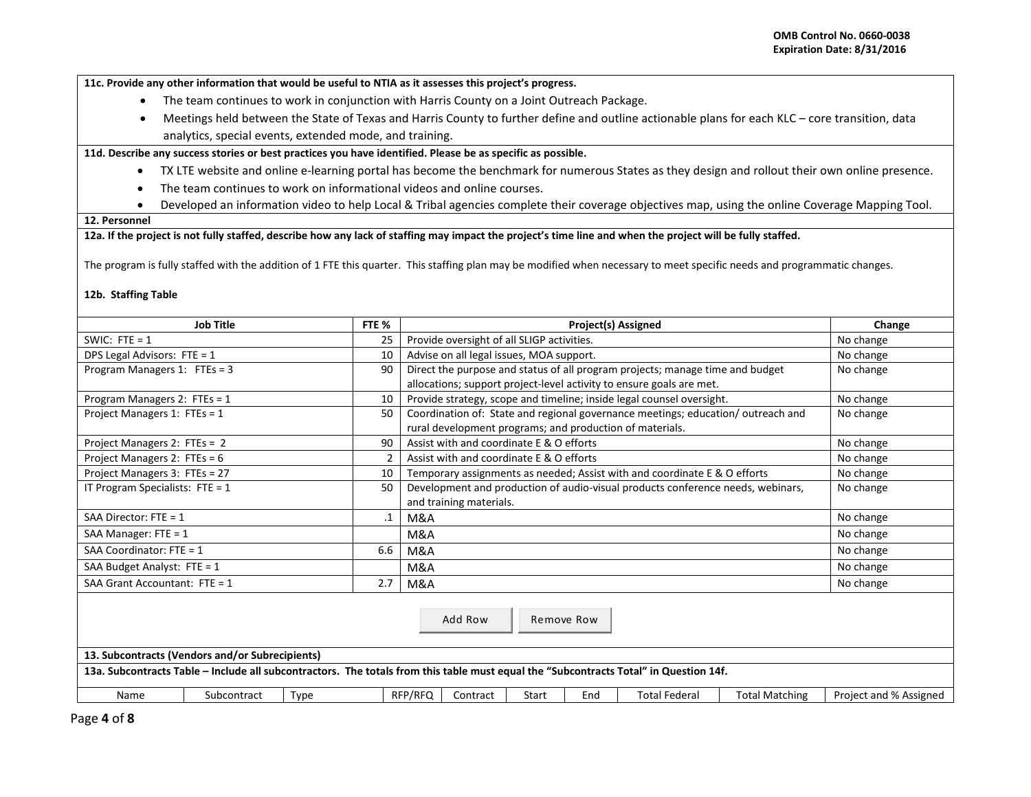**11c. Provide any other information that would be useful to NTIA as it assesses this project's progress.**

- The team continues to work in conjunction with Harris County on a Joint Outreach Package.
- Meetings held between the State of Texas and Harris County to further define and outline actionable plans for each KLC – core transition, data analytics, special events, extended mode, and training.

**11d. Describe any success stories or best practices you have identified. Please be as specific as possible.**

- TX LTE website and online e-learning portal has become the benchmark for numerous States as they design and rollout their own online presence.
- The team continues to work on informational videos and online courses.
- Developed an information video to help Local & Tribal agencies complete their coverage objectives map, using the online Coverage Mapping Tool.

**12. Personnel**

**12a. If the project is not fully staffed, describe how any lack of staffing may impact the project's time line and when the project will be fully staffed.**

The program is fully staffed with the addition of 1 FTE this quarter. This staffing plan may be modified when necessary to meet specific needs and programmatic changes.

**12b. Staffing Table**

| Job Title | FTE % | Project(s) Assigned | Change |
|---|---|---|---|
| SWIC: FTE = 1 | 25 | Provide oversight of all SLIGP activities. | No change |
| DPS Legal Advisors: FTE = 1 | 10 | Advise on all legal issues, MOA support. | No change |
| Program Managers 1: FTEs = 3 | 90 | Direct the purpose and status of all program projects; manage time and budget allocations; support project-level activity to ensure goals are met. | No change |
| Program Managers 2: FTEs = 1 | 10 | Provide strategy, scope and timeline; inside legal counsel oversight. | No change |
| Project Managers 1: FTEs = 1 | 50 | Coordination of: State and regional governance meetings; education/ outreach and rural development programs; and production of materials. | No change |
| Project Managers 2: FTEs = 2 | 90 | Assist with and coordinate E & O efforts | No change |
| Project Managers 2: FTEs = 6 | 2 | Assist with and coordinate E & O efforts | No change |
| Project Managers 3: FTEs = 27 | 10 | Temporary assignments as needed; Assist with and coordinate E & O efforts | No change |
| IT Program Specialists: FTE = 1 | 50 | Development and production of audio-visual products conference needs, webinars, and training materials. | No change |
| SAA Director: FTE = 1 | .1 | M&A | No change |
| SAA Manager: FTE = 1 | | M&A | No change |
| SAA Coordinator: FTE = 1 | 6.6 | M&A | No change |
| SAA Budget Analyst: FTE = 1 | | M&A | No change |
| SAA Grant Accountant: FTE = 1 | 2.7 | M&A | No change |

**13. Subcontracts (Vendors and/or Subrecipients)**

**13a. Subcontracts Table – Include all subcontractors. The totals from this table must equal the "Subcontracts Total" in Question 14f.**

| Name | Subcontract | Type | RFP/RFQ | Contract | Start | End | Total Federal | Total Matching | Project and % Assigned |
|---|---|---|---|---|---|---|---|---|---|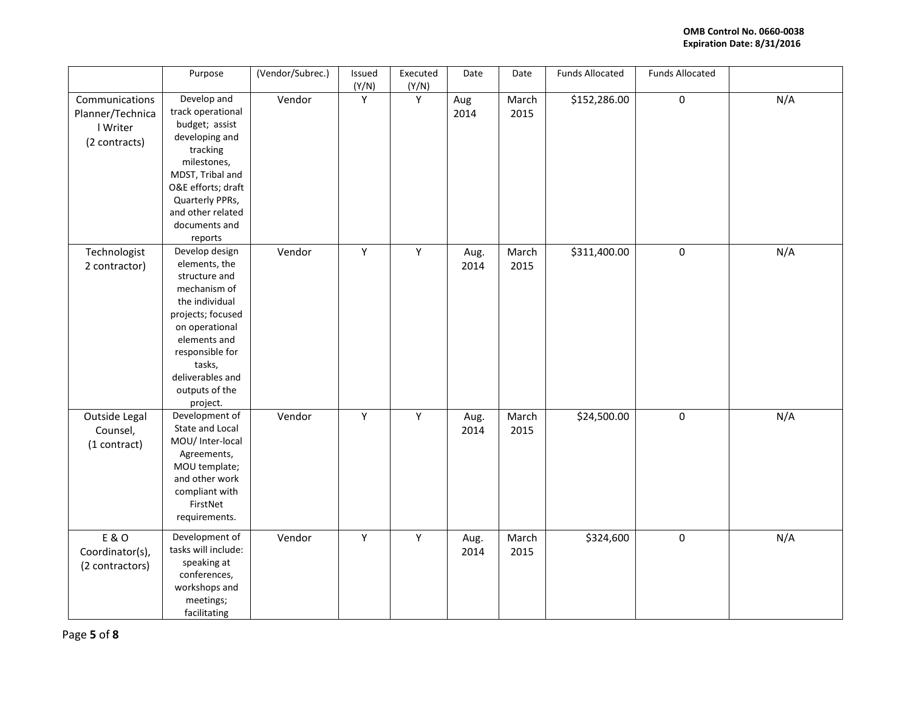OMB Control No. 0660-0038
Expiration Date: 8/31/2016

| | Purpose | (Vendor/Subrec.) | Issued (Y/N) | Executed (Y/N) | Date | Date | Funds Allocated | Funds Allocated | |
|---|---|---|---|---|---|---|---|---|---|
| Communications Planner/Technical Writer (2 contracts) | Develop and track operational budget; assist developing and tracking milestones, MDST, Tribal and O&E efforts; draft Quarterly PPRs, and other related documents and reports | Vendor | Y | Y | Aug 2014 | March 2015 | $152,286.00 | 0 | N/A |
| Technologist 2 contractor) | Develop design elements, the structure and mechanism of the individual projects; focused on operational elements and responsible for tasks, deliverables and outputs of the project. | Vendor | Y | Y | Aug. 2014 | March 2015 | $311,400.00 | 0 | N/A |
| Outside Legal Counsel, (1 contract) | Development of State and Local MOU/ Inter-local Agreements, MOU template; and other work compliant with FirstNet requirements. | Vendor | Y | Y | Aug. 2014 | March 2015 | $24,500.00 | 0 | N/A |
| E & O Coordinator(s), (2 contractors) | Development of tasks will include: speaking at conferences, workshops and meetings; facilitating | Vendor | Y | Y | Aug. 2014 | March 2015 | $324,600 | 0 | N/A |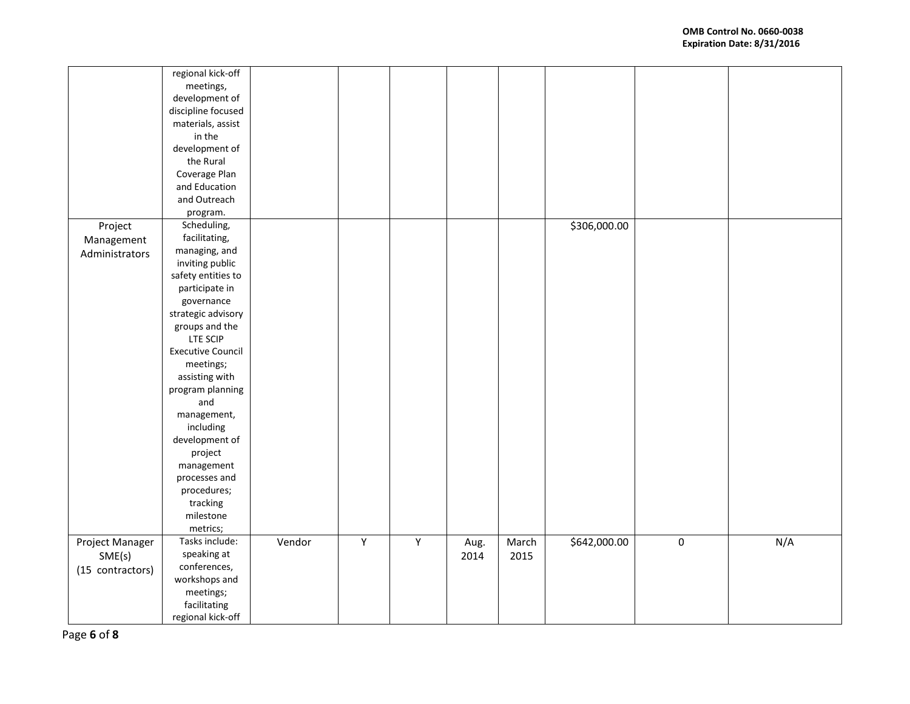| | | | | | | | | | |
|---|---|---|---|---|---|---|---|---|---|
| | regional kick-off meetings, development of discipline focused materials, assist in the development of the Rural Coverage Plan and Education and Outreach program. | | | | | | | | |
| Project Management Administrators | Scheduling, facilitating, managing, and inviting public safety entities to participate in governance strategic advisory groups and the LTE SCIP Executive Council meetings; assisting with program planning and management, including development of project management processes and procedures; tracking milestone metrics; | | | | | | $306,000.00 | | |
| Project Manager SME(s) (15 contractors) | Tasks include: speaking at conferences, workshops and meetings; facilitating regional kick-off | Vendor | Y | Y | Aug. 2014 | March 2015 | $642,000.00 | 0 | N/A |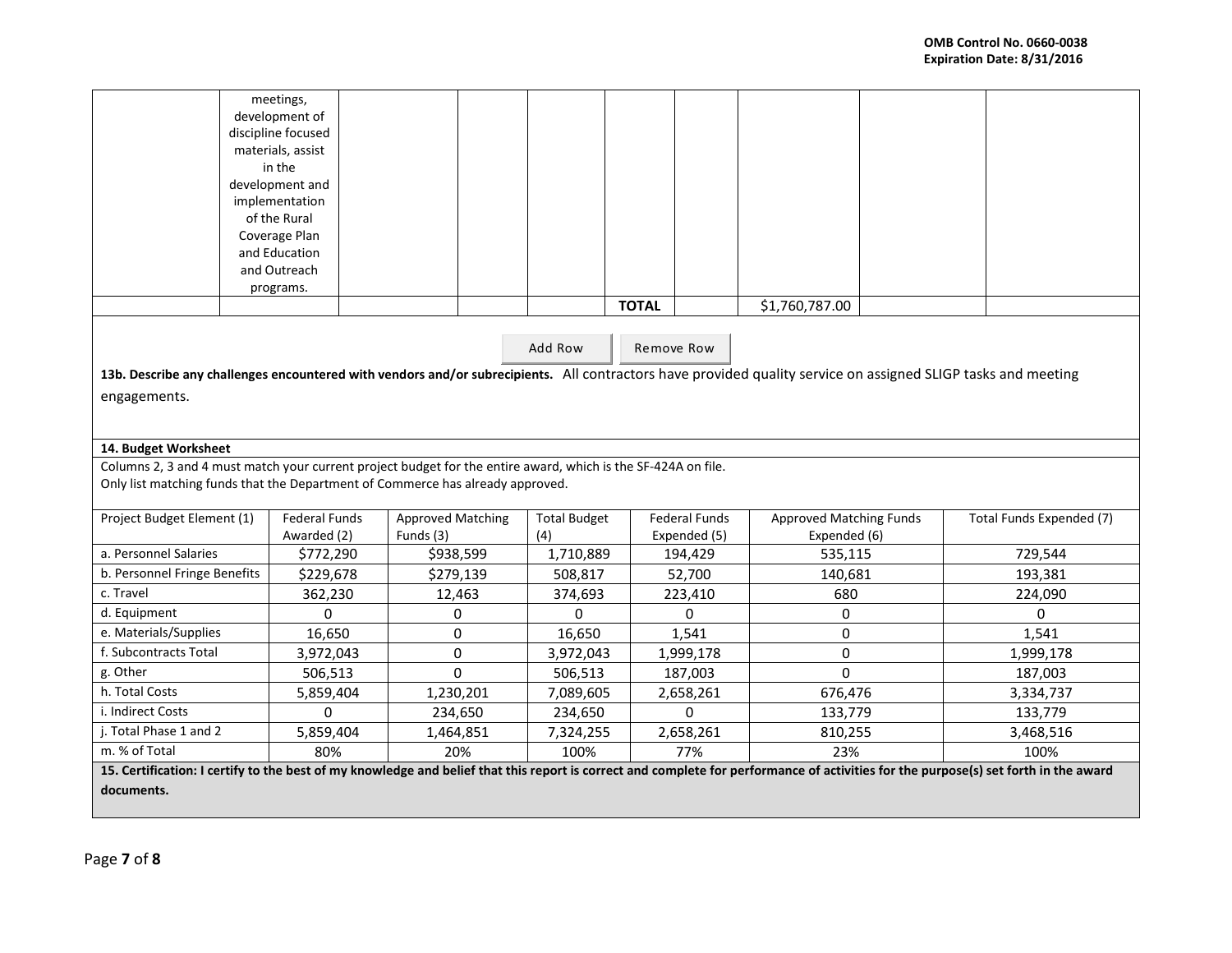OMB Control No. 0660-0038
Expiration Date: 8/31/2016

| | | | | | | | | | |
|---|---|---|---|---|---|---|---|---|---|
| | meetings, development of discipline focused materials, assist in the development and implementation of the Rural Coverage Plan and Education and Outreach programs. | | | | | | | | |
| | | | | | **TOTAL** | | $1,760,787.00 | | |

Add Row    Remove Row

**13b. Describe any challenges encountered with vendors and/or subrecipients.** All contractors have provided quality service on assigned SLIGP tasks and meeting engagements.

**14. Budget Worksheet**

Columns 2, 3 and 4 must match your current project budget for the entire award, which is the SF-424A on file.
Only list matching funds that the Department of Commerce has already approved.

| Project Budget Element (1) | Federal Funds Awarded (2) | Approved Matching Funds (3) | Total Budget (4) | Federal Funds Expended (5) | Approved Matching Funds Expended (6) | Total Funds Expended (7) |
|---|---|---|---|---|---|---|
| a. Personnel Salaries | $772,290 | $938,599 | 1,710,889 | 194,429 | 535,115 | 729,544 |
| b. Personnel Fringe Benefits | $229,678 | $279,139 | 508,817 | 52,700 | 140,681 | 193,381 |
| c. Travel | 362,230 | 12,463 | 374,693 | 223,410 | 680 | 224,090 |
| d. Equipment | 0 | 0 | 0 | 0 | 0 | 0 |
| e. Materials/Supplies | 16,650 | 0 | 16,650 | 1,541 | 0 | 1,541 |
| f. Subcontracts Total | 3,972,043 | 0 | 3,972,043 | 1,999,178 | 0 | 1,999,178 |
| g. Other | 506,513 | 0 | 506,513 | 187,003 | 0 | 187,003 |
| h. Total Costs | 5,859,404 | 1,230,201 | 7,089,605 | 2,658,261 | 676,476 | 3,334,737 |
| i. Indirect Costs | 0 | 234,650 | 234,650 | 0 | 133,779 | 133,779 |
| j. Total Phase 1 and 2 | 5,859,404 | 1,464,851 | 7,324,255 | 2,658,261 | 810,255 | 3,468,516 |
| m. % of Total | 80% | 20% | 100% | 77% | 23% | 100% |

**15. Certification: I certify to the best of my knowledge and belief that this report is correct and complete for performance of activities for the purpose(s) set forth in the award documents.**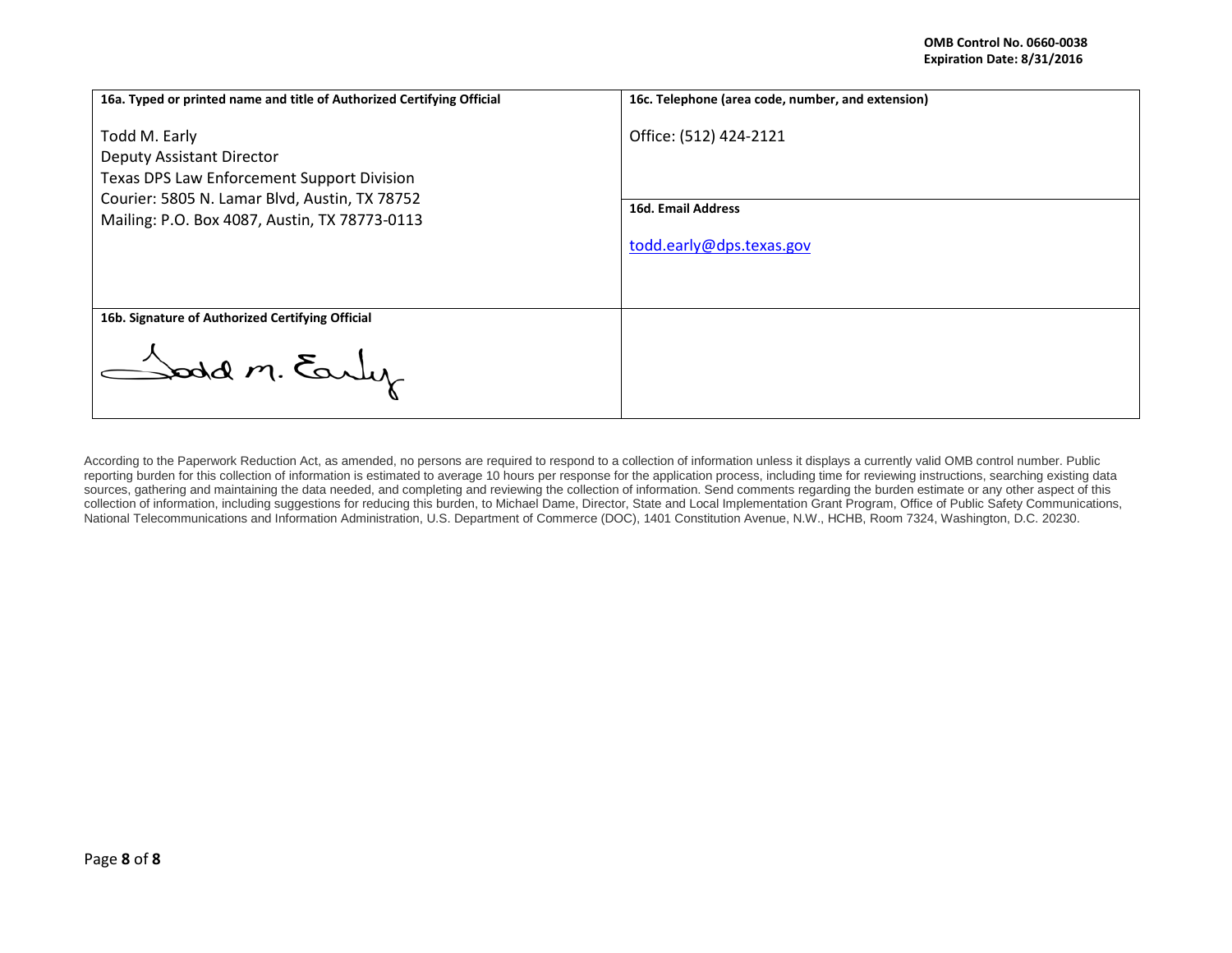OMB Control No. 0660-0038
Expiration Date: 8/31/2016

| | |
|---|---|
| **16a. Typed or printed name and title of Authorized Certifying Official**<br><br>Todd M. Early<br>Deputy Assistant Director<br>Texas DPS Law Enforcement Support Division<br>Courier: 5805 N. Lamar Blvd, Austin, TX 78752<br>Mailing: P.O. Box 4087, Austin, TX 78773-0113 | **16c. Telephone (area code, number, and extension)**<br><br>Office: (512) 424-2121 |
| | **16d. Email Address**<br><br>todd.early@dps.texas.gov |
| **16b. Signature of Authorized Certifying Official**<br><br>Todd M. Early | |

According to the Paperwork Reduction Act, as amended, no persons are required to respond to a collection of information unless it displays a currently valid OMB control number. Public reporting burden for this collection of information is estimated to average 10 hours per response for the application process, including time for reviewing instructions, searching existing data sources, gathering and maintaining the data needed, and completing and reviewing the collection of information. Send comments regarding the burden estimate or any other aspect of this collection of information, including suggestions for reducing this burden, to Michael Dame, Director, State and Local Implementation Grant Program, Office of Public Safety Communications, National Telecommunications and Information Administration, U.S. Department of Commerce (DOC), 1401 Constitution Avenue, N.W., HCHB, Room 7324, Washington, D.C. 20230.